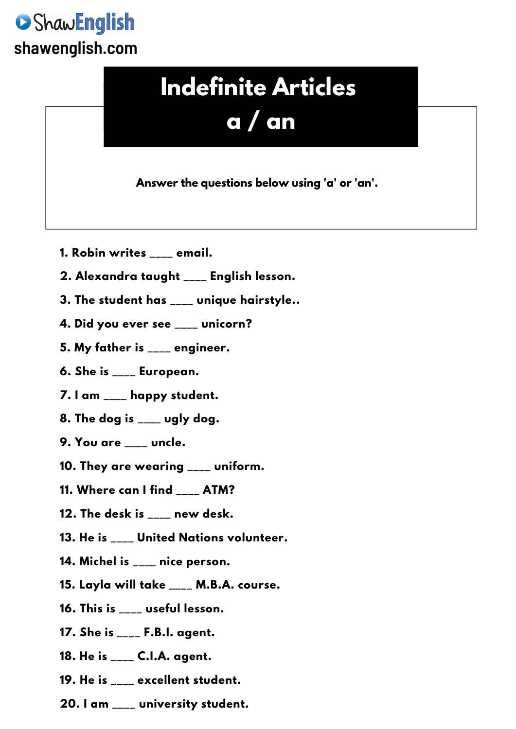ShawEnglish

shawenglish.com

# Indefinite Articles
# a / an

**Answer the questions below using 'a' or 'an'.**

1. Robin writes ____ email.
2. Alexandra taught ____ English lesson.
3. The student has ____ unique hairstyle..
4. Did you ever see ____ unicorn?
5. My father is ____ engineer.
6. She is ____ European.
7. I am ____ happy student.
8. The dog is ____ ugly dog.
9. You are ____ uncle.
10. They are wearing ____ uniform.
11. Where can I find ____ ATM?
12. The desk is ____ new desk.
13. He is ____ United Nations volunteer.
14. Michel is ____ nice person.
15. Layla will take ____ M.B.A. course.
16. This is ____ useful lesson.
17. She is ____ F.B.I. agent.
18. He is ____ C.I.A. agent.
19. He is ____ excellent student.
20. I am ____ university student.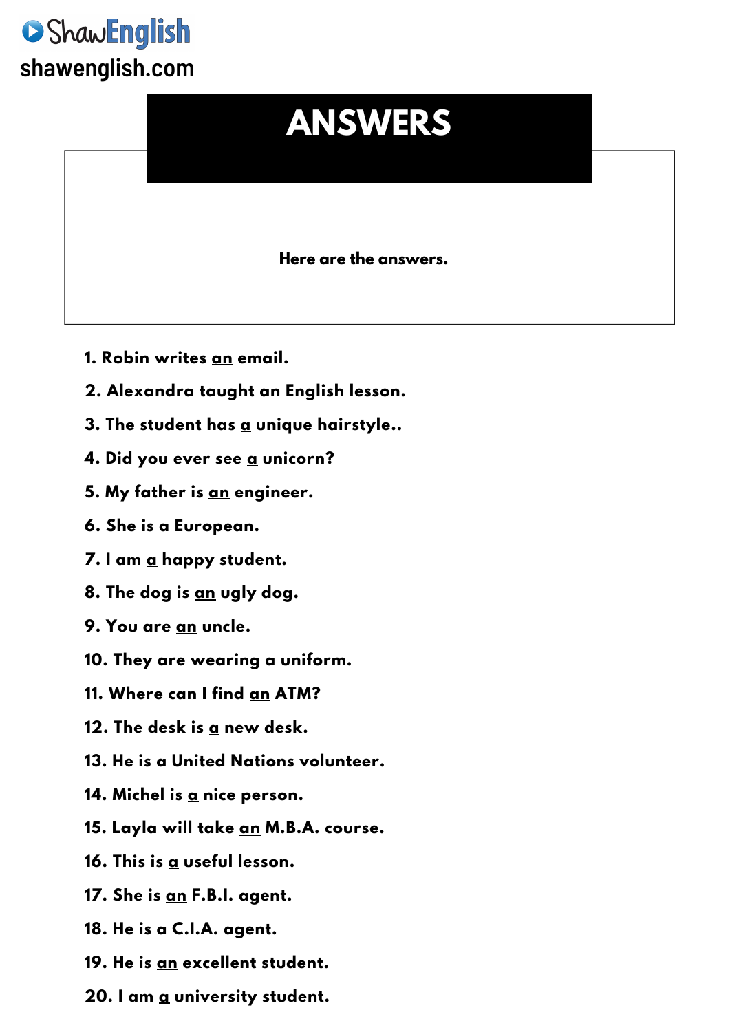ShawEnglish
shawenglish.com

# ANSWERS

**Here are the answers.**

1. Robin writes <u>an</u> email.
2. Alexandra taught <u>an</u> English lesson.
3. The student has <u>a</u> unique hairstyle..
4. Did you ever see <u>a</u> unicorn?
5. My father is <u>an</u> engineer.
6. She is <u>a</u> European.
7. I am <u>a</u> happy student.
8. The dog is <u>an</u> ugly dog.
9. You are <u>an</u> uncle.
10. They are wearing <u>a</u> uniform.
11. Where can I find <u>an</u> ATM?
12. The desk is <u>a</u> new desk.
13. He is <u>a</u> United Nations volunteer.
14. Michel is <u>a</u> nice person.
15. Layla will take <u>an</u> M.B.A. course.
16. This is <u>a</u> useful lesson.
17. She is <u>an</u> F.B.I. agent.
18. He is <u>a</u> C.I.A. agent.
19. He is <u>an</u> excellent student.
20. I am <u>a</u> university student.